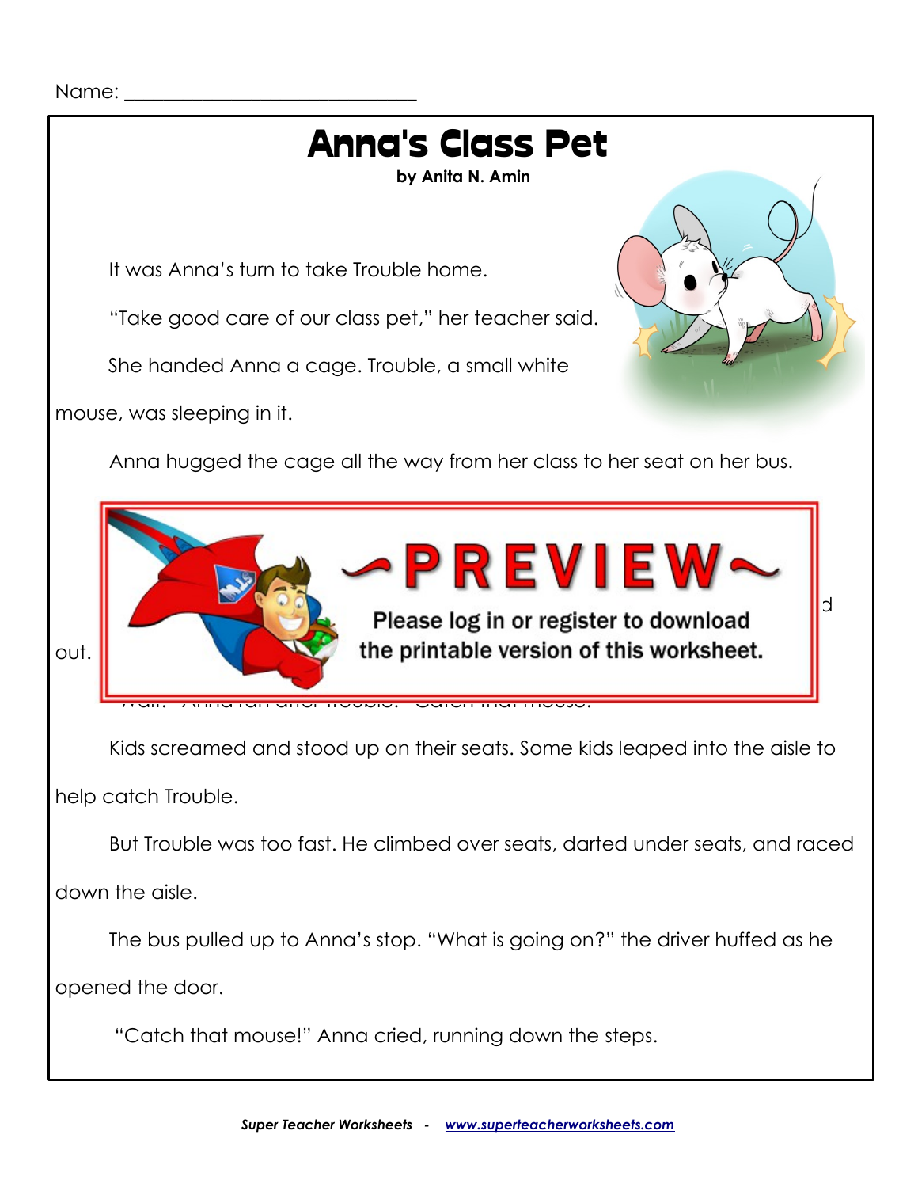Name: ______________________________

# Anna's Class Pet

**by Anita N. Amin**

It was Anna's turn to take Trouble home.

"Take good care of our class pet," her teacher said.

She handed Anna a cage. Trouble, a small white mouse, was sleeping in it.

Anna hugged the cage all the way from her class to her seat on her bus.

d

out.

Kids screamed and stood up on their seats. Some kids leaped into the aisle to help catch Trouble.

But Trouble was too fast. He climbed over seats, darted under seats, and raced down the aisle.

The bus pulled up to Anna's stop. "What is going on?" the driver huffed as he opened the door.

"Catch that mouse!" Anna cried, running down the steps.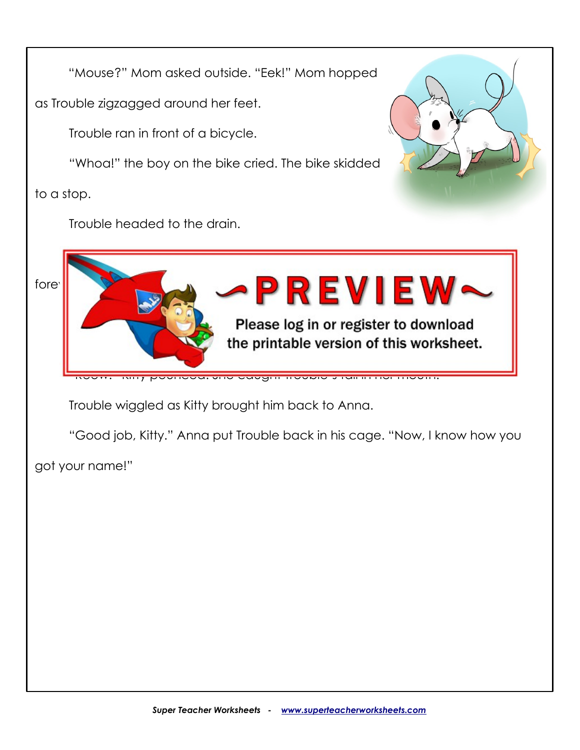"Mouse?" Mom asked outside. "Eek!" Mom hopped as Trouble zigzagged around her feet.

Trouble ran in front of a bicycle.

"Whoa!" the boy on the bike cried. The bike skidded to a stop.

Trouble headed to the drain.

fore

Trouble wiggled as Kitty brought him back to Anna.

"Good job, Kitty." Anna put Trouble back in his cage. "Now, I know how you got your name!"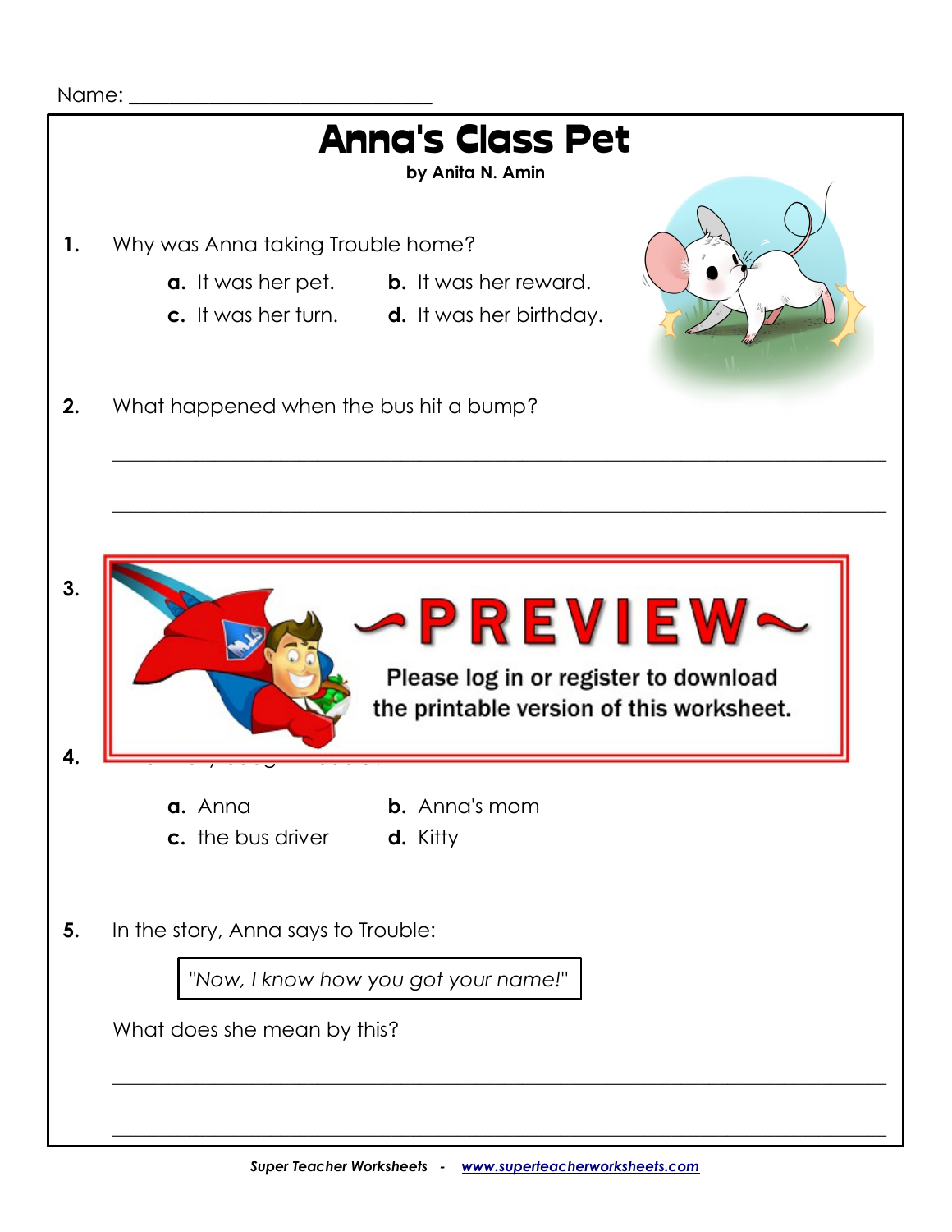Name: ______________________________

# Anna's Class Pet

**by Anita N. Amin**

**1.** Why was Anna taking Trouble home?

**a.** It was her pet. **b.** It was her reward.
**c.** It was her turn. **d.** It was her birthday.

**2.** What happened when the bus hit a bump?

_______________________________________________________________

_______________________________________________________________

**3.**

~PREVIEW~

Please log in or register to download the printable version of this worksheet.

**4.**

**a.** Anna **b.** Anna's mom
**c.** the bus driver **d.** Kitty

**5.** In the story, Anna says to Trouble:

> *"Now, I know how you got your name!"*

What does she mean by this?

_______________________________________________________________

_______________________________________________________________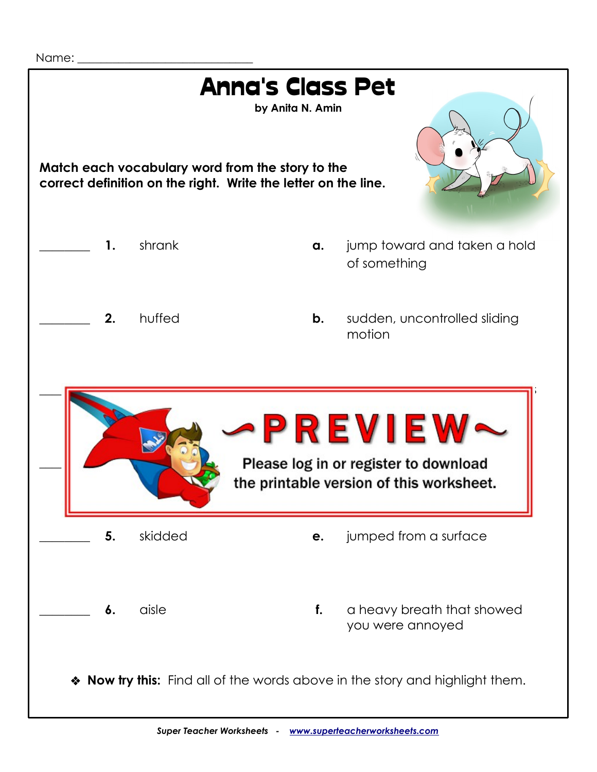Name: ___________________________

# Anna's Class Pet

**by Anita N. Amin**

**Match each vocabulary word from the story to the correct definition on the right. Write the letter on the line.**

________ **1.** shrank — **a.** jump toward and taken a hold of something

________ **2.** huffed — **b.** sudden, uncontrolled sliding motion

**~PREVIEW~**

**Please log in or register to download the printable version of this worksheet.**

________ **5.** skidded — **e.** jumped from a surface

________ **6.** aisle — **f.** a heavy breath that showed you were annoyed

❖ **Now try this:** Find all of the words above in the story and highlight them.

***Super Teacher Worksheets - www.superteacherworksheets.com***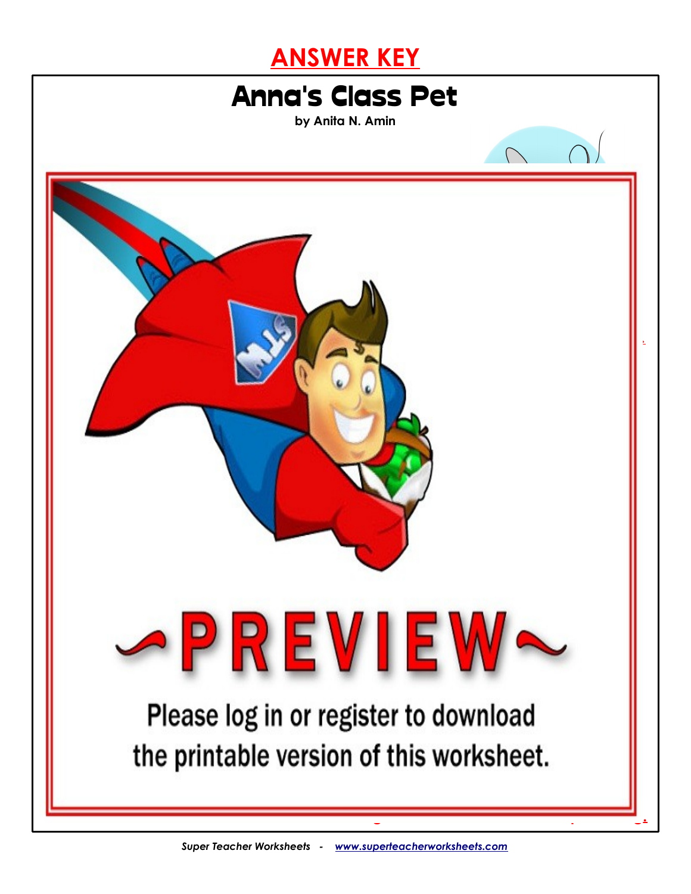# ANSWER KEY

## Anna's Class Pet

**by Anita N. Amin**